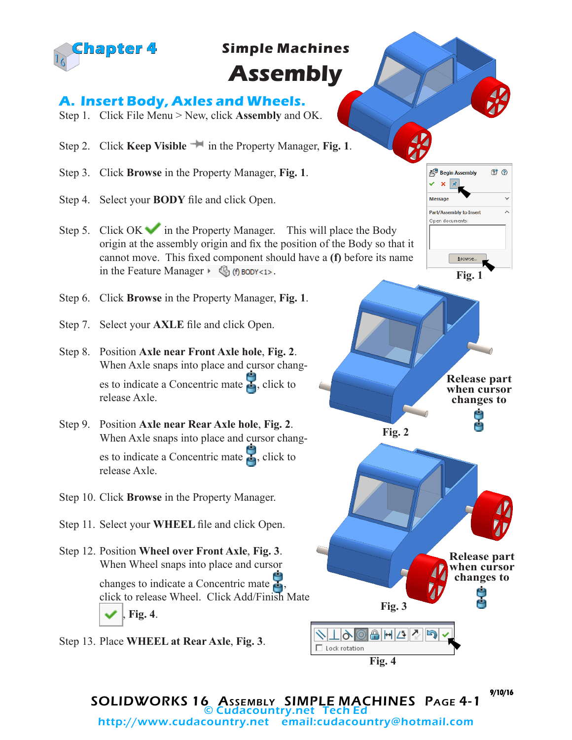# Chapter 4

## Simple Machines

# Assembly

## A. Insert Body, Axles and Wheels.

Step 1. Click File Menu > New, click **Assembly** and OK.

Step 2. Click **Keep Visible** in the Property Manager, **Fig. 1**.

Step 3. Click **Browse** in the Property Manager, **Fig. 1**.

Step 4. Select your **BODY** file and click Open.

Step 5. Click OK in the Property Manager. This will place the Body origin at the assembly origin and fix the position of the Body so that it cannot move. This fixed component should have a **(f)** before its name in the Feature Manager (f) BODY<1>.

Step 6. Click **Browse** in the Property Manager, **Fig. 1**.

Step 7. Select your **AXLE** file and click Open.

Step 8. Position **Axle near Front Axle hole**, **Fig. 2**. When Axle snaps into place and cursor changes to indicate a Concentric mate, click to release Axle.

Step 9. Position **Axle near Rear Axle hole**, **Fig. 2**. When Axle snaps into place and cursor changes to indicate a Concentric mate, click to release Axle.

Step 10. Click **Browse** in the Property Manager.

Step 11. Select your **WHEEL** file and click Open.

Step 12. Position **Wheel over Front Axle**, **Fig. 3**. When Wheel snaps into place and cursor changes to indicate a Concentric mate, click to release Wheel. Click Add/Finish Mate, **Fig. 4**.

Step 13. Place **WHEEL at Rear Axle**, **Fig. 3**.

Begin Assembly
Message
Part/Assembly to Insert
Open documents:
Browse...

**Fig. 1**

**Release part when cursor changes to**

**Fig. 2**

**Release part when cursor changes to**

**Fig. 3**

Lock rotation

**Fig. 4**

© Cudacountry.net Tech Ed
http://www.cudacountry.net email:cudacountry@hotmail.com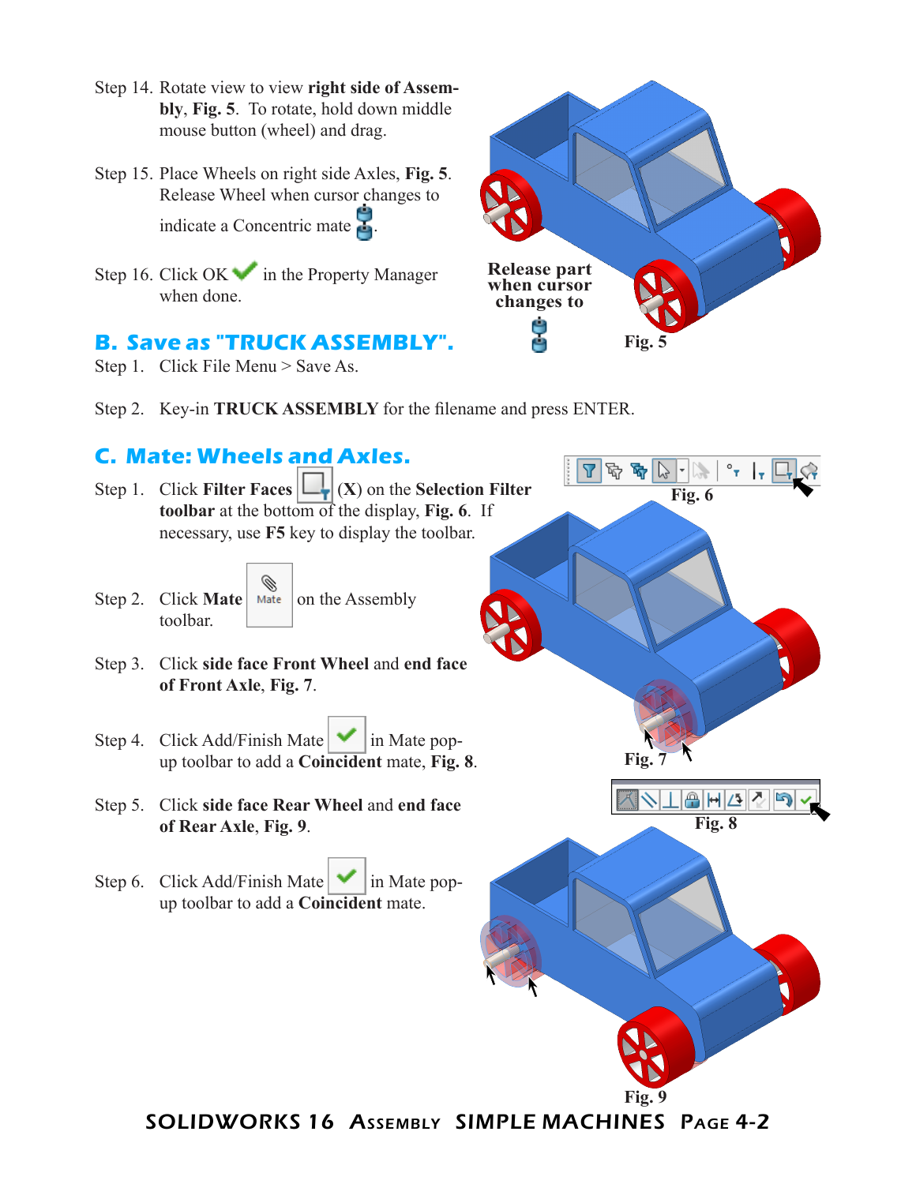Step 14. Rotate view to view **right side of Assembly**, **Fig. 5**. To rotate, hold down middle mouse button (wheel) and drag.

Step 15. Place Wheels on right side Axles, **Fig. 5**. Release Wheel when cursor changes to indicate a Concentric mate.

Step 16. Click OK in the Property Manager when done.

**Release part when cursor changes to**

Fig. 5

## B. Save as "TRUCK ASSEMBLY".

Step 1. Click File Menu > Save As.

Step 2. Key-in **TRUCK ASSEMBLY** for the filename and press ENTER.

## C. Mate: Wheels and Axles.

Step 1. Click **Filter Faces** (**X**) on the **Selection Filter toolbar** at the bottom of the display, **Fig. 6**. If necessary, use **F5** key to display the toolbar.

Fig. 6

Step 2. Click **Mate** on the Assembly toolbar.

Step 3. Click **side face Front Wheel** and **end face of Front Axle**, **Fig. 7**.

Fig. 7

Step 4. Click Add/Finish Mate in Mate pop-up toolbar to add a **Coincident** mate, **Fig. 8**.

Fig. 8

Step 5. Click **side face Rear Wheel** and **end face of Rear Axle**, **Fig. 9**.

Step 6. Click Add/Finish Mate in Mate pop-up toolbar to add a **Coincident** mate.

Fig. 9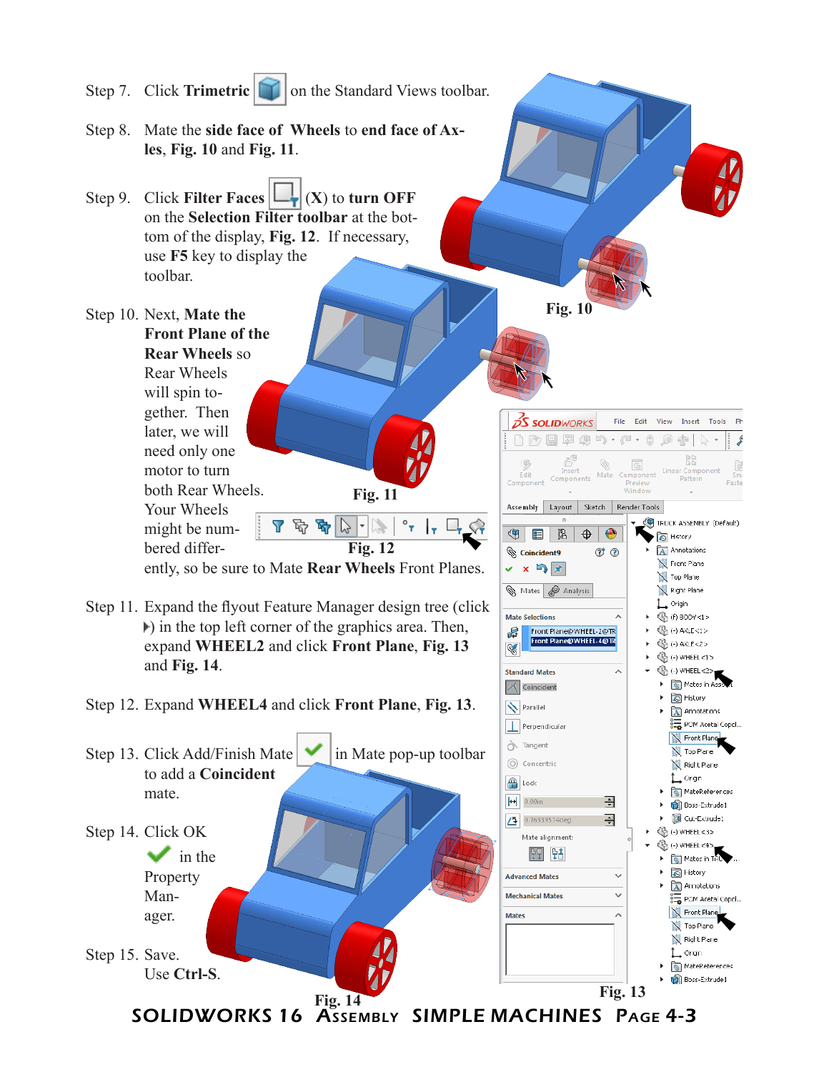Step 7. Click **Trimetric** on the Standard Views toolbar.

Step 8. Mate the **side face of Wheels** to **end face of Axles**, **Fig. 10** and **Fig. 11**.

Step 9. Click **Filter Faces** (**X**) to **turn OFF** on the **Selection Filter toolbar** at the bottom of the display, **Fig. 12**. If necessary, use **F5** key to display the toolbar.

Step 10. Next, **Mate the Front Plane of the Rear Wheels** so Rear Wheels will spin together. Then later, we will need only one motor to turn both Rear Wheels. Your Wheels might be numbered differently, so be sure to Mate **Rear Wheels** Front Planes.

Fig. 10

Fig. 11

Fig. 12

Step 11. Expand the flyout Feature Manager design tree (click ▸) in the top left corner of the graphics area. Then, expand **WHEEL2** and click **Front Plane**, **Fig. 13** and **Fig. 14**.

Step 12. Expand **WHEEL4** and click **Front Plane**, **Fig. 13**.

Step 13. Click Add/Finish Mate in Mate pop-up toolbar to add a **Coincident** mate.

Step 14. Click OK in the Property Manager.

Step 15. Save. Use **Ctrl-S**.

Fig. 14

Fig. 13